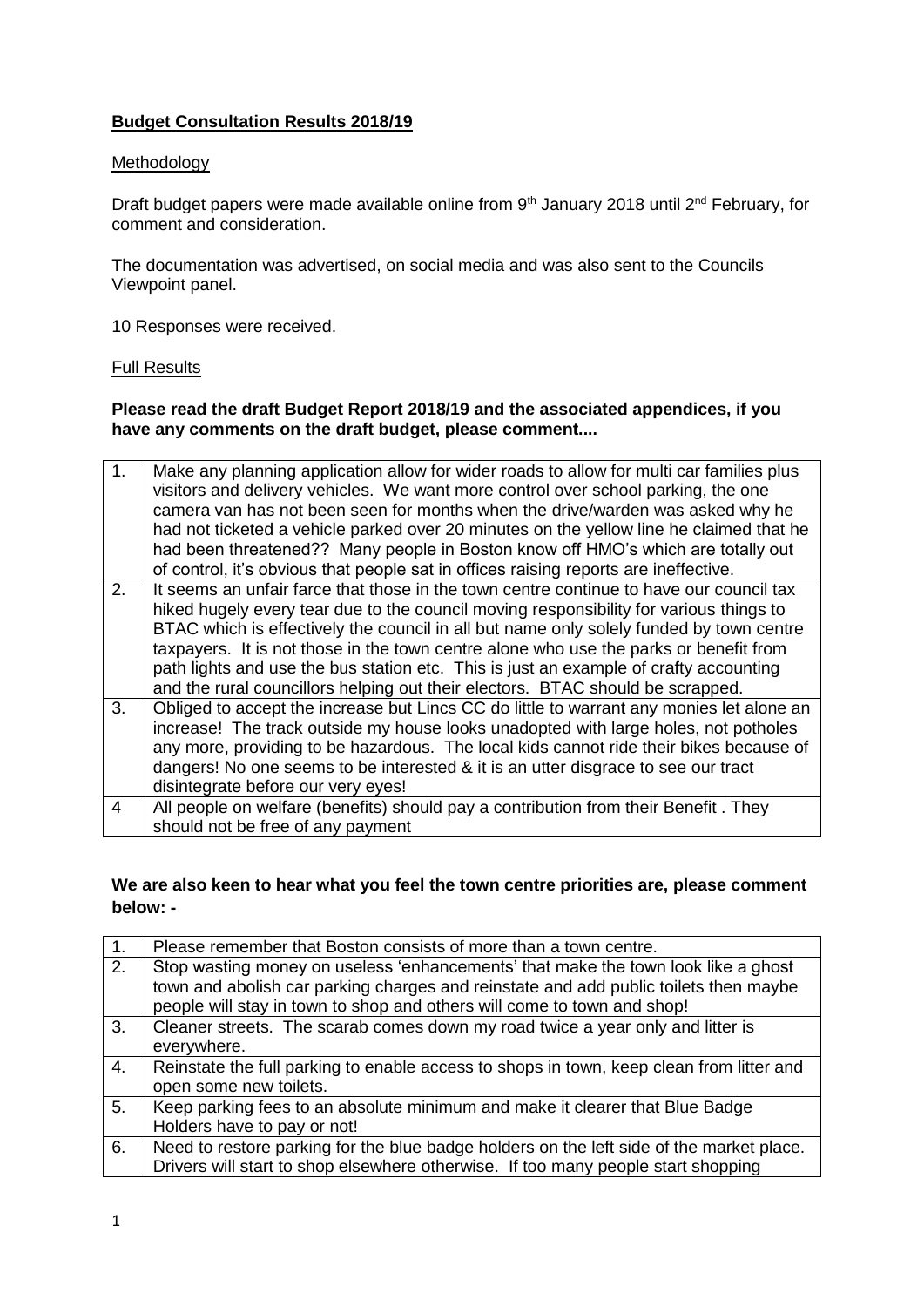**Budget Consultation Results 2018/19**

Methodology

Draft budget papers were made available online from 9th January 2018 until 2nd February, for comment and consideration.

The documentation was advertised, on social media and was also sent to the Councils Viewpoint panel.

10 Responses were received.

Full Results

**Please read the draft Budget Report 2018/19 and the associated appendices, if you have any comments on the draft budget, please comment....**

| | |
|---|---|
| 1. | Make any planning application allow for wider roads to allow for multi car families plus visitors and delivery vehicles. We want more control over school parking, the one camera van has not been seen for months when the drive/warden was asked why he had not ticketed a vehicle parked over 20 minutes on the yellow line he claimed that he had been threatened?? Many people in Boston know off HMO's which are totally out of control, it's obvious that people sat in offices raising reports are ineffective. |
| 2. | It seems an unfair farce that those in the town centre continue to have our council tax hiked hugely every tear due to the council moving responsibility for various things to BTAC which is effectively the council in all but name only solely funded by town centre taxpayers. It is not those in the town centre alone who use the parks or benefit from path lights and use the bus station etc. This is just an example of crafty accounting and the rural councillors helping out their electors. BTAC should be scrapped. |
| 3. | Obliged to accept the increase but Lincs CC do little to warrant any monies let alone an increase! The track outside my house looks unadopted with large holes, not potholes any more, providing to be hazardous. The local kids cannot ride their bikes because of dangers! No one seems to be interested & it is an utter disgrace to see our tract disintegrate before our very eyes! |
| 4 | All people on welfare (benefits) should pay a contribution from their Benefit . They should not be free of any payment |

**We are also keen to hear what you feel the town centre priorities are, please comment below: -**

| | |
|---|---|
| 1. | Please remember that Boston consists of more than a town centre. |
| 2. | Stop wasting money on useless 'enhancements' that make the town look like a ghost town and abolish car parking charges and reinstate and add public toilets then maybe people will stay in town to shop and others will come to town and shop! |
| 3. | Cleaner streets. The scarab comes down my road twice a year only and litter is everywhere. |
| 4. | Reinstate the full parking to enable access to shops in town, keep clean from litter and open some new toilets. |
| 5. | Keep parking fees to an absolute minimum and make it clearer that Blue Badge Holders have to pay or not! |
| 6. | Need to restore parking for the blue badge holders on the left side of the market place. Drivers will start to shop elsewhere otherwise. If too many people start shopping |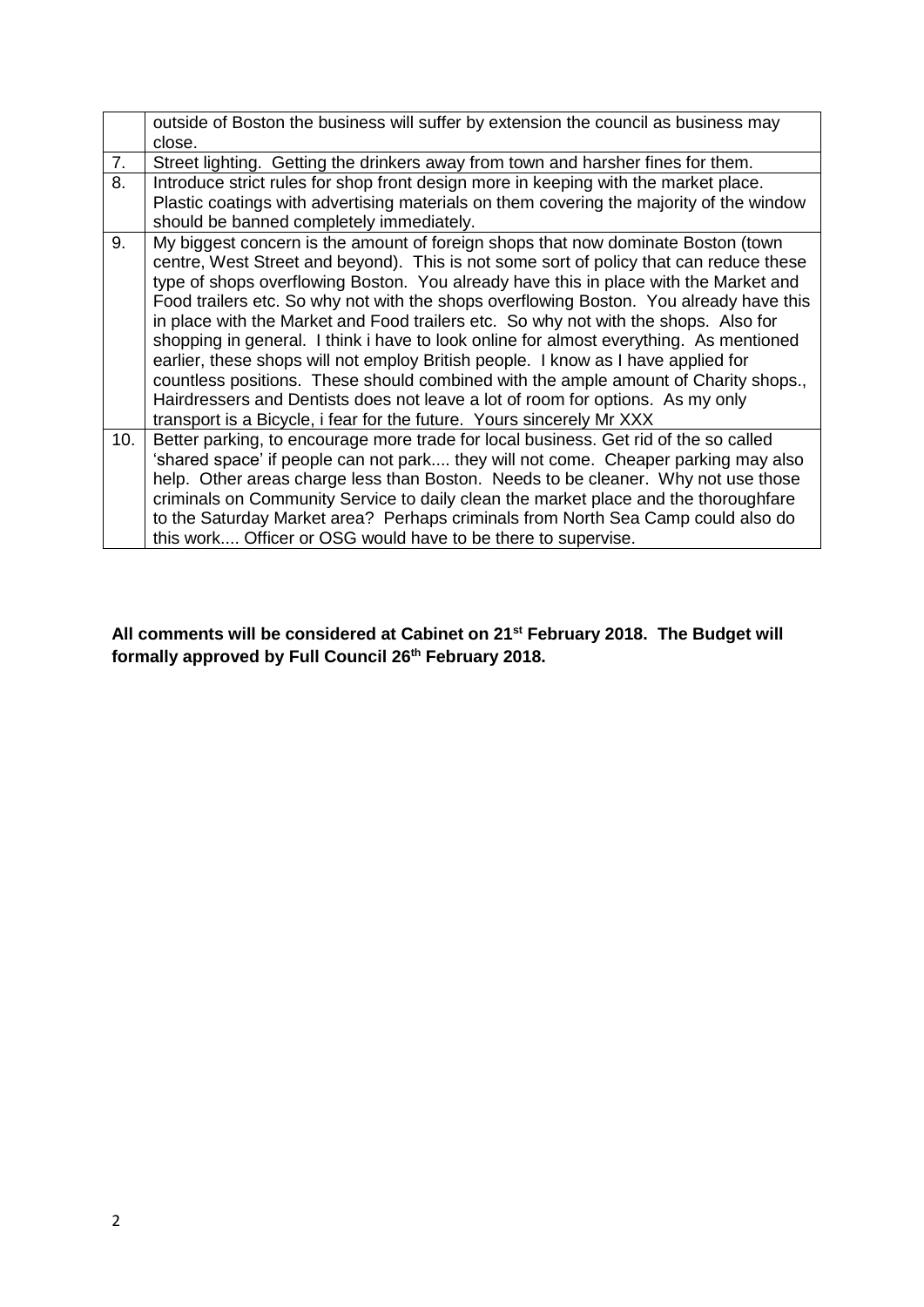| | |
|---|---|
| | outside of Boston the business will suffer by extension the council as business may close. |
| 7. | Street lighting. Getting the drinkers away from town and harsher fines for them. |
| 8. | Introduce strict rules for shop front design more in keeping with the market place. Plastic coatings with advertising materials on them covering the majority of the window should be banned completely immediately. |
| 9. | My biggest concern is the amount of foreign shops that now dominate Boston (town centre, West Street and beyond). This is not some sort of policy that can reduce these type of shops overflowing Boston. You already have this in place with the Market and Food trailers etc. So why not with the shops overflowing Boston. You already have this in place with the Market and Food trailers etc. So why not with the shops. Also for shopping in general. I think i have to look online for almost everything. As mentioned earlier, these shops will not employ British people. I know as I have applied for countless positions. These should combined with the ample amount of Charity shops., Hairdressers and Dentists does not leave a lot of room for options. As my only transport is a Bicycle, i fear for the future. Yours sincerely Mr XXX |
| 10. | Better parking, to encourage more trade for local business. Get rid of the so called 'shared space' if people can not park.... they will not come. Cheaper parking may also help. Other areas charge less than Boston. Needs to be cleaner. Why not use those criminals on Community Service to daily clean the market place and the thoroughfare to the Saturday Market area? Perhaps criminals from North Sea Camp could also do this work.... Officer or OSG would have to be there to supervise. |

**All comments will be considered at Cabinet on 21st February 2018. The Budget will formally approved by Full Council 26th February 2018.**